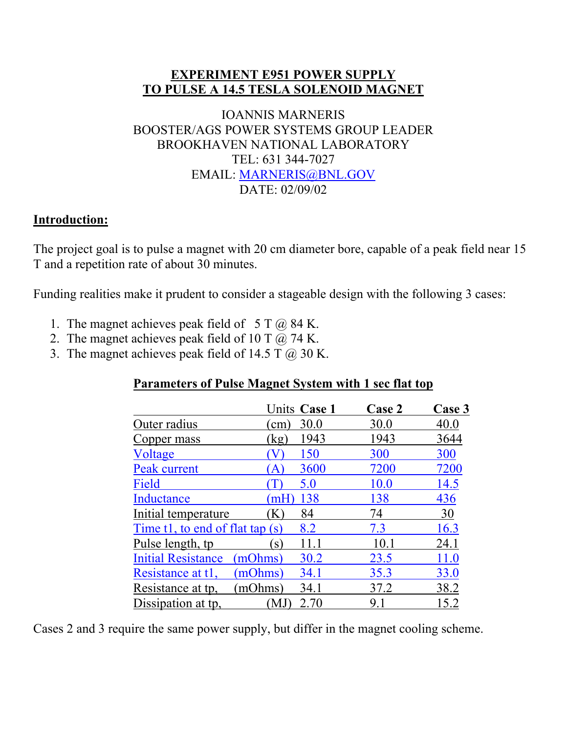# EXPERIMENT E951 POWER SUPPLY TO PULSE A 14.5 TESLA SOLENOID MAGNET

IOANNIS MARNERIS
BOOSTER/AGS POWER SYSTEMS GROUP LEADER
BROOKHAVEN NATIONAL LABORATORY
TEL: 631 344-7027
EMAIL: MARNERIS@BNL.GOV
DATE: 02/09/02

## Introduction:

The project goal is to pulse a magnet with 20 cm diameter bore, capable of a peak field near 15 T and a repetition rate of about 30 minutes.

Funding realities make it prudent to consider a stageable design with the following 3 cases:

1. The magnet achieves peak field of 5 T @ 84 K.
2. The magnet achieves peak field of 10 T @ 74 K.
3. The magnet achieves peak field of 14.5 T @ 30 K.

**Parameters of Pulse Magnet System with 1 sec flat top**

| | Units | Case 1 | Case 2 | Case 3 |
|---|---|---|---|---|
| Outer radius | (cm) | 30.0 | 30.0 | 40.0 |
| Copper mass | (kg) | 1943 | 1943 | 3644 |
| Voltage | (V) | 150 | 300 | 300 |
| Peak current | (A) | 3600 | 7200 | 7200 |
| Field | (T) | 5.0 | 10.0 | 14.5 |
| Inductance | (mH) | 138 | 138 | 436 |
| Initial temperature | (K) | 84 | 74 | 30 |
| Time t1, to end of flat tap | (s) | 8.2 | 7.3 | 16.3 |
| Pulse length, tp | (s) | 11.1 | 10.1 | 24.1 |
| Initial Resistance | (mOhms) | 30.2 | 23.5 | 11.0 |
| Resistance at t1, | (mOhms) | 34.1 | 35.3 | 33.0 |
| Resistance at tp, | (mOhms) | 34.1 | 37.2 | 38.2 |
| Dissipation at tp, | (MJ) | 2.70 | 9.1 | 15.2 |

Cases 2 and 3 require the same power supply, but differ in the magnet cooling scheme.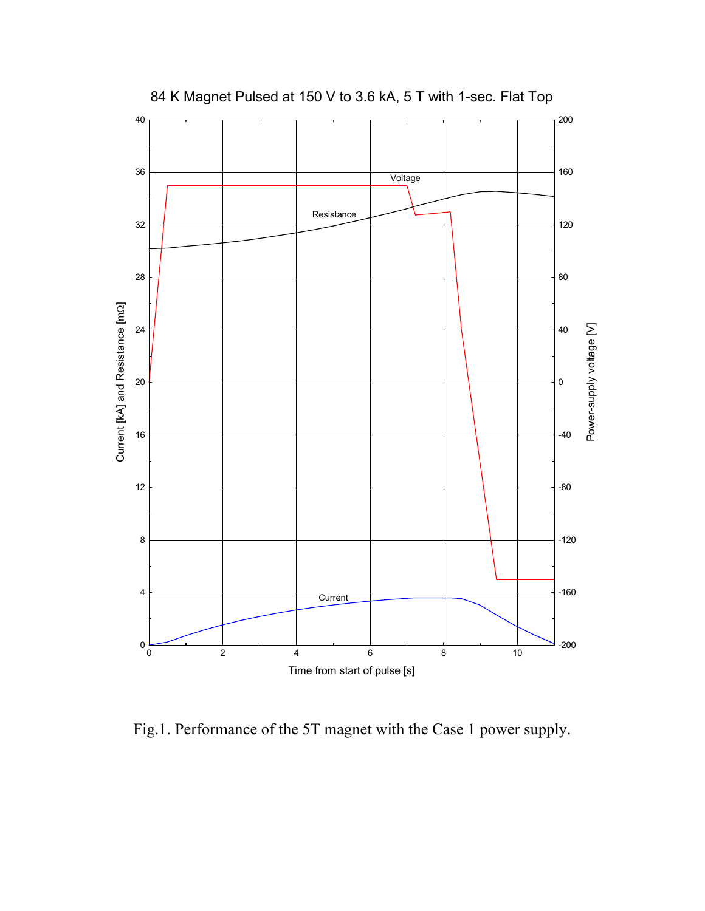84 K Magnet Pulsed at 150 V to 3.6 kA, 5 T with 1-sec. Flat Top

Fig.1. Performance of the 5T magnet with the Case 1 power supply.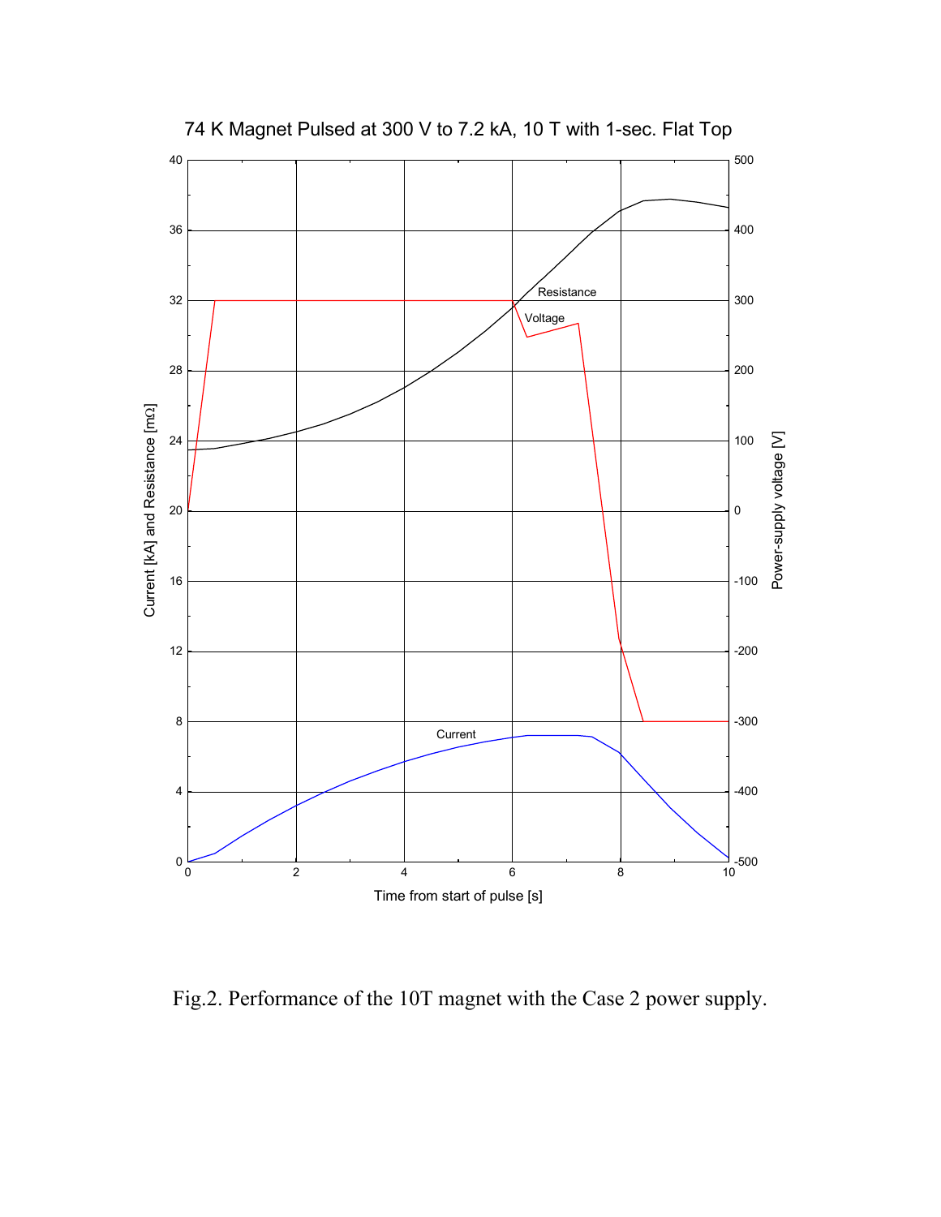74 K Magnet Pulsed at 300 V to 7.2 kA, 10 T with 1-sec. Flat Top

Fig.2. Performance of the 10T magnet with the Case 2 power supply.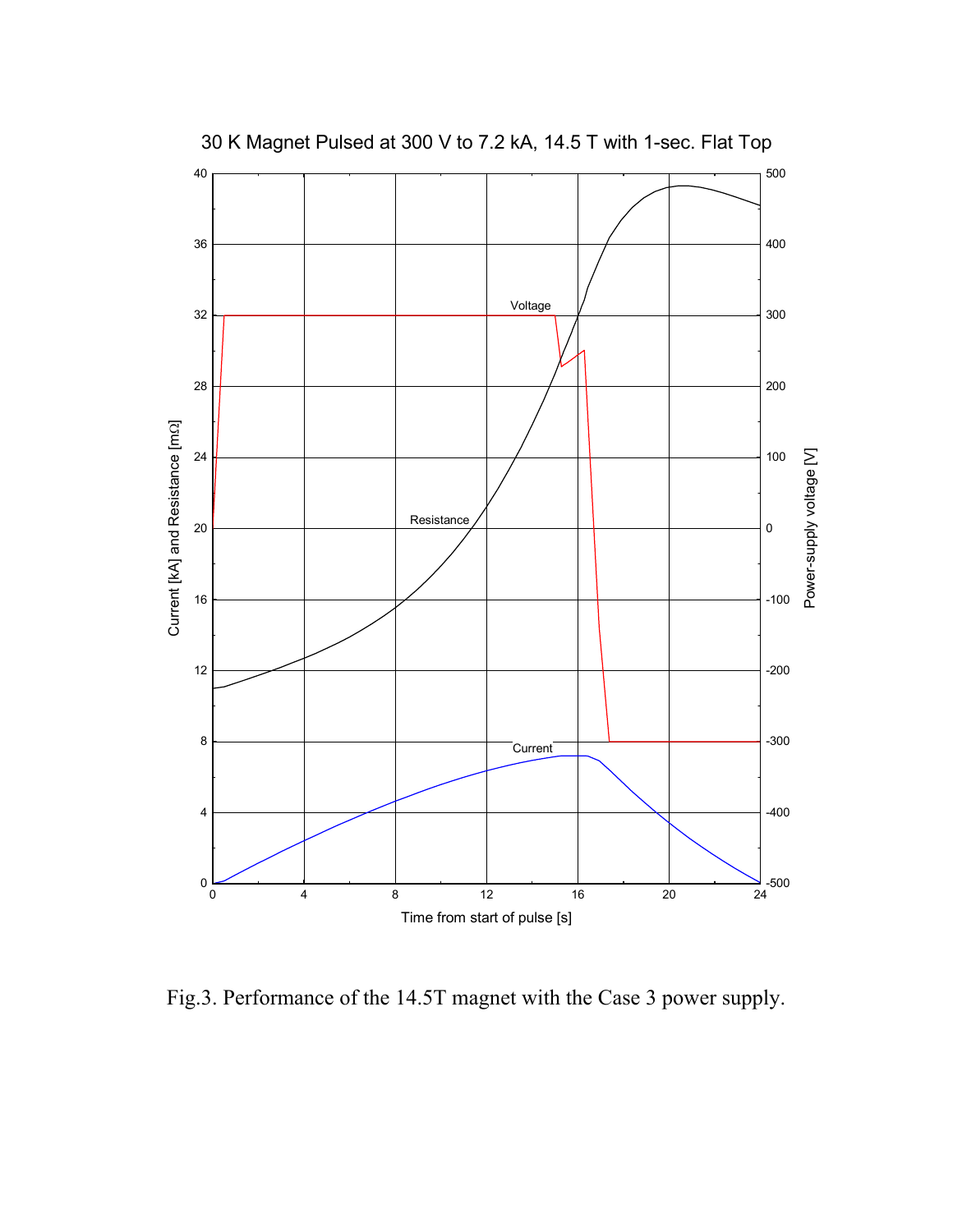Fig.3. Performance of the 14.5T magnet with the Case 3 power supply.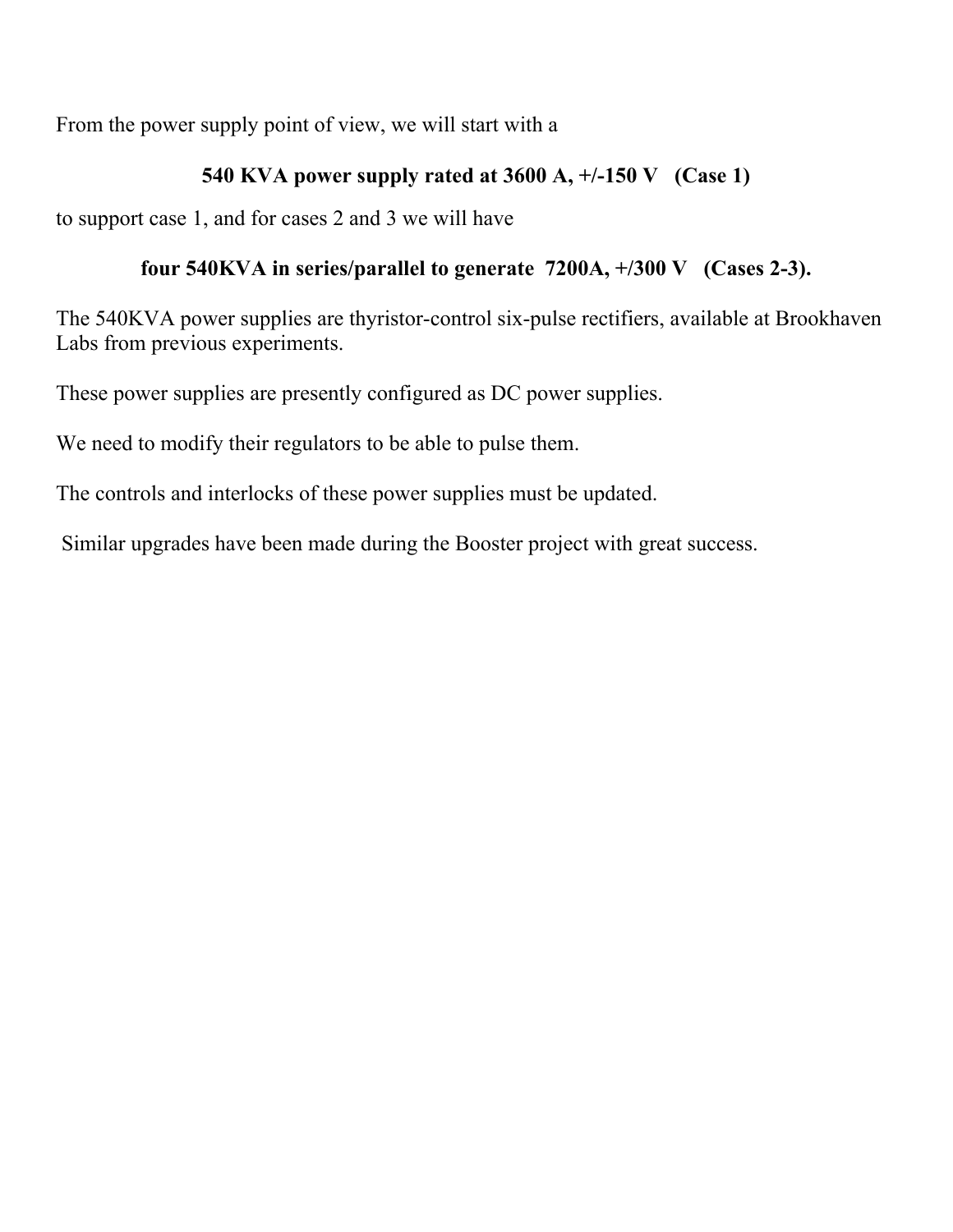From the power supply point of view, we will start with a

**540 KVA power supply rated at 3600 A, +/-150 V   (Case 1)**

to support case 1, and for cases 2 and 3 we will have

**four 540KVA in series/parallel to generate  7200A, +/300 V   (Cases 2-3).**

The 540KVA power supplies are thyristor-control six-pulse rectifiers, available at Brookhaven Labs from previous experiments.

These power supplies are presently configured as DC power supplies.

We need to modify their regulators to be able to pulse them.

The controls and interlocks of these power supplies must be updated.

Similar upgrades have been made during the Booster project with great success.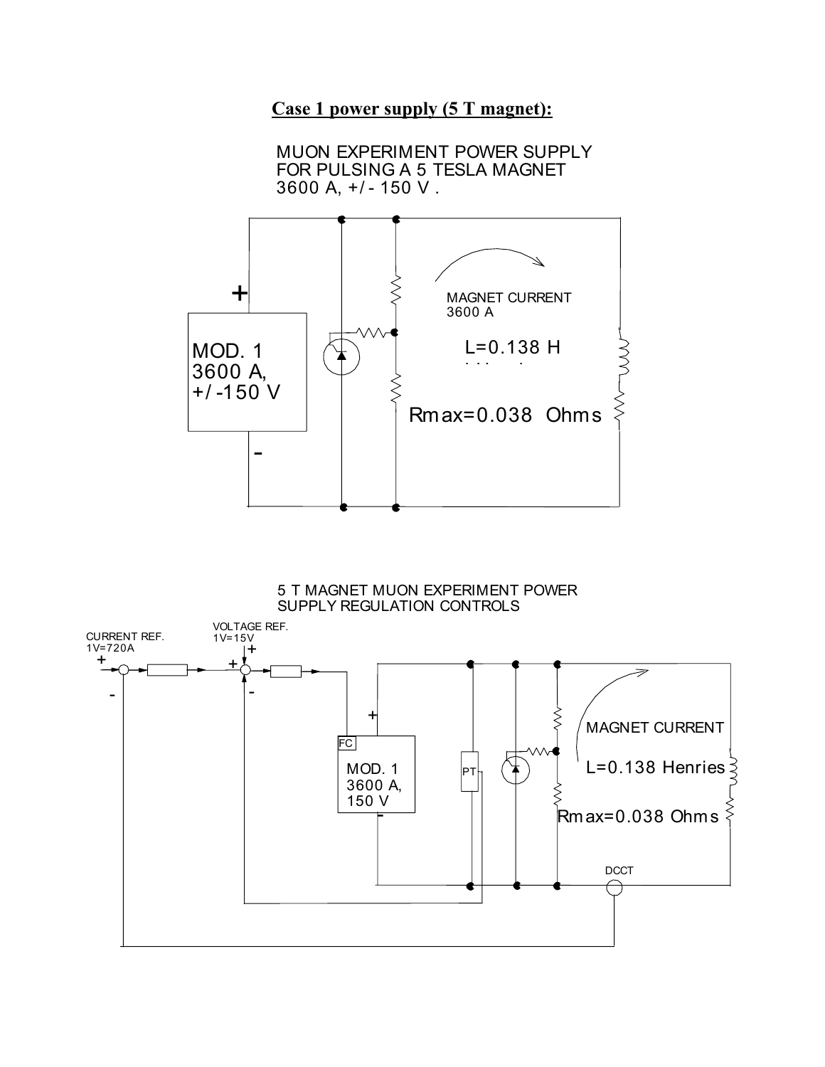**Case 1 power supply (5 T magnet):**

MUON EXPERIMENT POWER SUPPLY
FOR PULSING A 5 TESLA MAGNET
3600 A, +/- 150 V .

+

MOD. 1
3600 A,
+/-150 V

-

MAGNET CURRENT
3600 A

L=0.138 H

Rmax=0.038 Ohms

5 T MAGNET MUON EXPERIMENT POWER
SUPPLY REGULATION CONTROLS

CURRENT REF.
1V=720A

VOLTAGE REF.
1V=15V

FC

MOD. 1
3600 A,
150 V

PT

MAGNET CURRENT

L=0.138 Henries

Rmax=0.038 Ohms

DCCT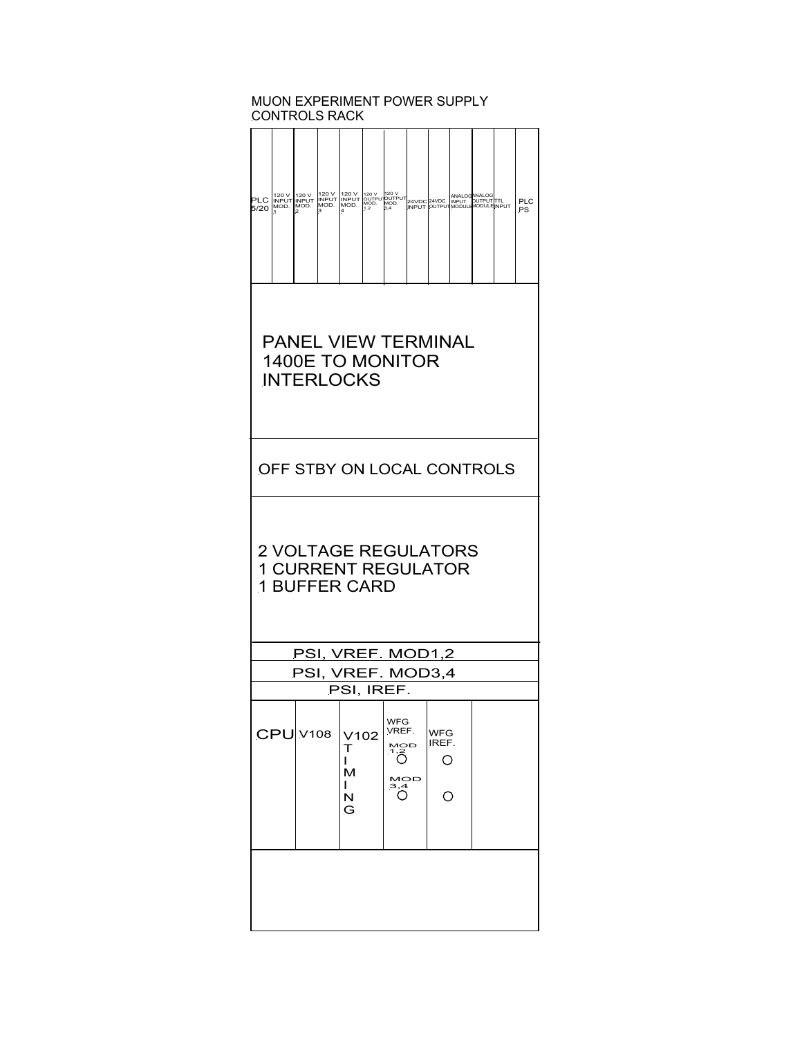# MUON EXPERIMENT POWER SUPPLY CONTROLS RACK

| PLC 5/20 | 120 V INPUT MOD. 1 | 120 V INPUT MOD. 2 | 120 V INPUT MOD. 3 | 120 V INPUT MOD. 4 | 120 V OUTPUT MOD. 1,2 | 120 V OUTPUT MOD. 3,4 | 24VDC INPUT | 24VDC OUTPUT | ANALOG INPUT MODULE | ANALOG OUTPUT MODULE | TTL INPUT | PLC PS |
|---|---|---|---|---|---|---|---|---|---|---|---|---|

PANEL VIEW TERMINAL 1400E TO MONITOR INTERLOCKS

OFF STBY ON LOCAL CONTROLS

2 VOLTAGE REGULATORS
1 CURRENT REGULATOR
1 BUFFER CARD

PSI, VREF. MOD1,2

PSI, VREF. MOD3,4

PSI, IREF.

| CPU | V108 | V102 TIMING | WFG VREF. MOD 1,2 MOD 3,4 | WFG IREF. | |
|---|---|---|---|---|---|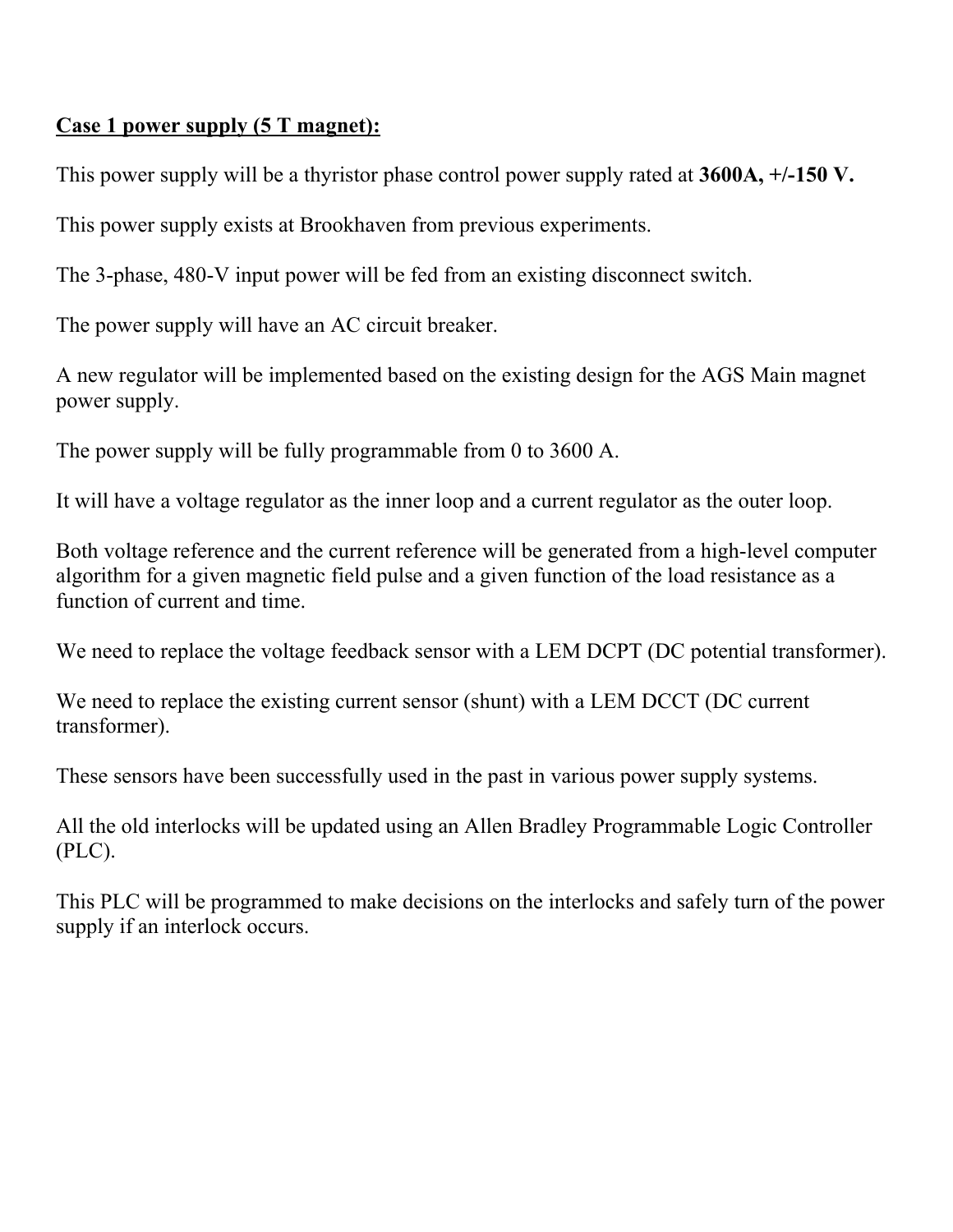**<u>Case 1 power supply (5 T magnet):</u>**

This power supply will be a thyristor phase control power supply rated at **3600A, +/-150 V.**

This power supply exists at Brookhaven from previous experiments.

The 3-phase, 480-V input power will be fed from an existing disconnect switch.

The power supply will have an AC circuit breaker.

A new regulator will be implemented based on the existing design for the AGS Main magnet power supply.

The power supply will be fully programmable from 0 to 3600 A.

It will have a voltage regulator as the inner loop and a current regulator as the outer loop.

Both voltage reference and the current reference will be generated from a high-level computer algorithm for a given magnetic field pulse and a given function of the load resistance as a function of current and time.

We need to replace the voltage feedback sensor with a LEM DCPT (DC potential transformer).

We need to replace the existing current sensor (shunt) with a LEM DCCT (DC current transformer).

These sensors have been successfully used in the past in various power supply systems.

All the old interlocks will be updated using an Allen Bradley Programmable Logic Controller (PLC).

This PLC will be programmed to make decisions on the interlocks and safely turn of the power supply if an interlock occurs.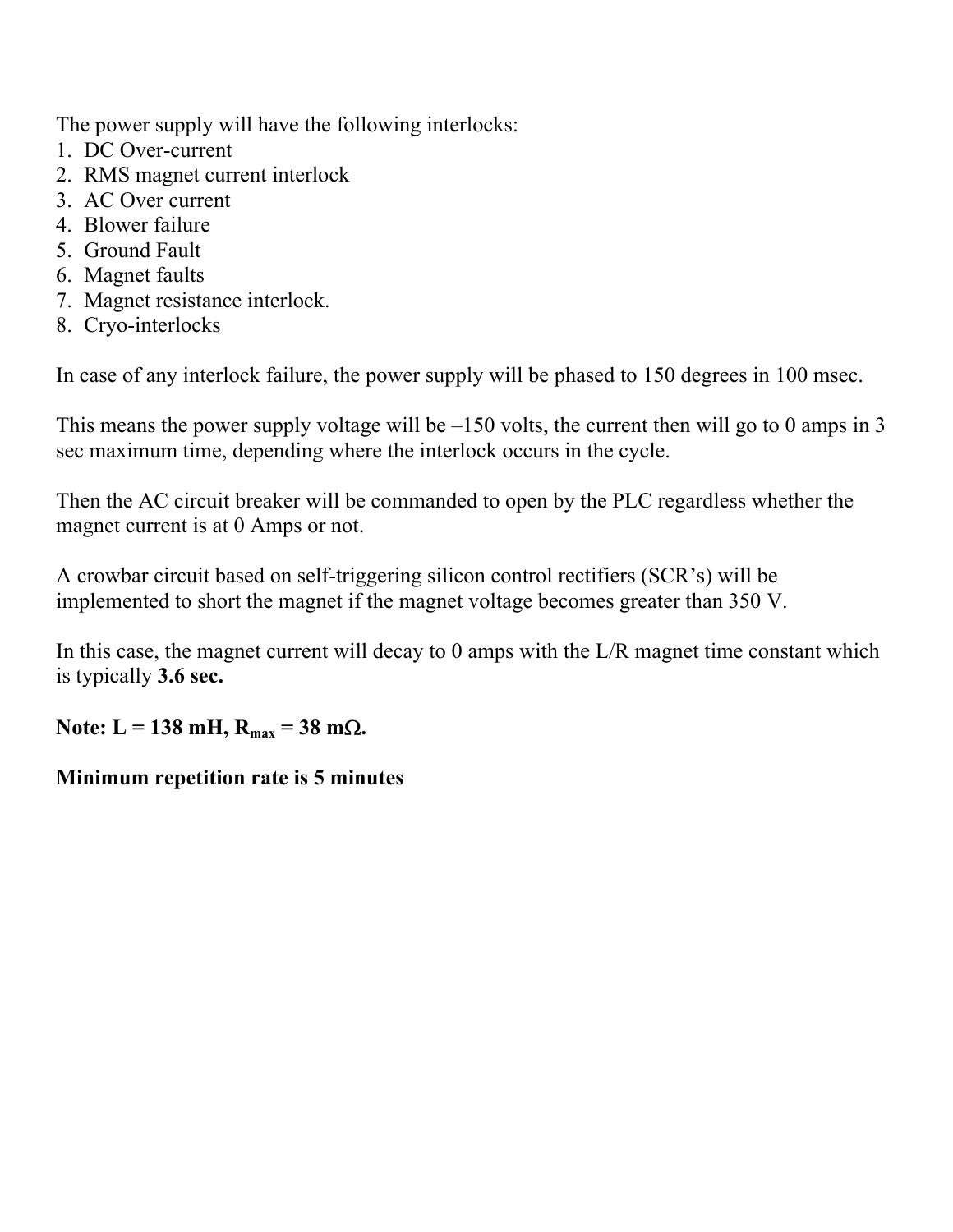The power supply will have the following interlocks:

1. DC Over-current
2. RMS magnet current interlock
3. AC Over current
4. Blower failure
5. Ground Fault
6. Magnet faults
7. Magnet resistance interlock.
8. Cryo-interlocks

In case of any interlock failure, the power supply will be phased to 150 degrees in 100 msec.

This means the power supply voltage will be –150 volts, the current then will go to 0 amps in 3 sec maximum time, depending where the interlock occurs in the cycle.

Then the AC circuit breaker will be commanded to open by the PLC regardless whether the magnet current is at 0 Amps or not.

A crowbar circuit based on self-triggering silicon control rectifiers (SCR's) will be implemented to short the magnet if the magnet voltage becomes greater than 350 V.

In this case, the magnet current will decay to 0 amps with the L/R magnet time constant which is typically **3.6 sec.**

**Note: L = 138 mH, $R_{max}$ = 38 mΩ.**

**Minimum repetition rate is 5 minutes**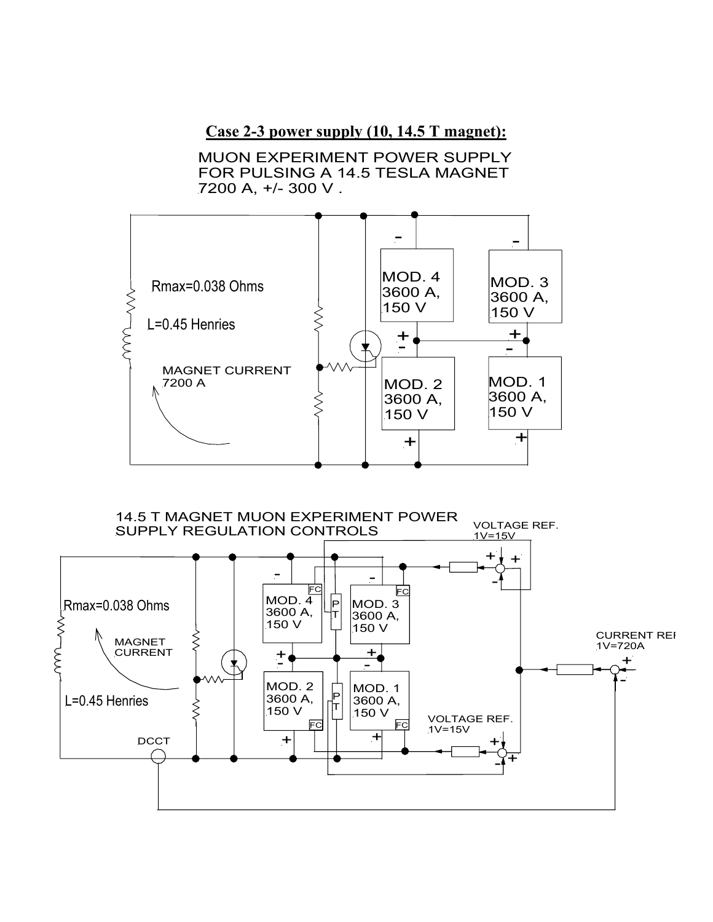**Case 2-3 power supply (10, 14.5 T magnet):**

MUON EXPERIMENT POWER SUPPLY
FOR PULSING A 14.5 TESLA MAGNET
7200 A, +/- 300 V .

Rmax=0.038 Ohms

L=0.45 Henries

MAGNET CURRENT
7200 A

MOD. 4
3600 A,
150 V

MOD. 3
3600 A,
150 V

MOD. 2
3600 A,
150 V

MOD. 1
3600 A,
150 V

14.5 T MAGNET MUON EXPERIMENT POWER
SUPPLY REGULATION CONTROLS

VOLTAGE REF.
1V=15V

Rmax=0.038 Ohms

MAGNET
CURRENT

L=0.45 Henries

DCCT

MOD. 4
3600 A,
150 V

MOD. 3
3600 A,
150 V

MOD. 2
3600 A,
150 V

MOD. 1
3600 A,
150 V

FC

PT

CURRENT REF
1V=720A

VOLTAGE REF.
1V=15V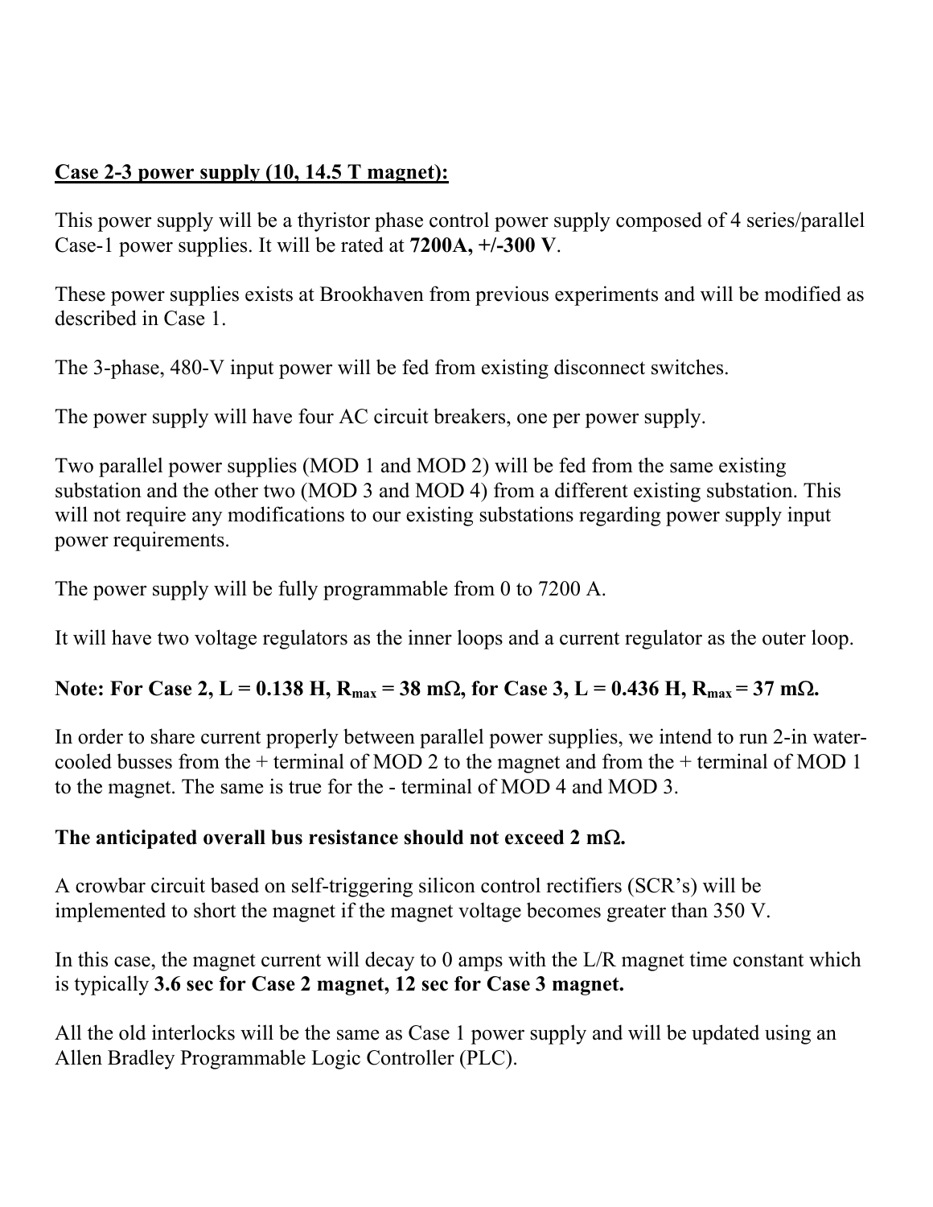<u>**Case 2-3 power supply (10, 14.5 T magnet):**</u>

This power supply will be a thyristor phase control power supply composed of 4 series/parallel Case-1 power supplies. It will be rated at **7200A, +/-300 V**.

These power supplies exists at Brookhaven from previous experiments and will be modified as described in Case 1.

The 3-phase, 480-V input power will be fed from existing disconnect switches.

The power supply will have four AC circuit breakers, one per power supply.

Two parallel power supplies (MOD 1 and MOD 2) will be fed from the same existing substation and the other two (MOD 3 and MOD 4) from a different existing substation. This will not require any modifications to our existing substations regarding power supply input power requirements.

The power supply will be fully programmable from 0 to 7200 A.

It will have two voltage regulators as the inner loops and a current regulator as the outer loop.

**Note: For Case 2, L = 0.138 H, $R_{max}$ = 38 mΩ, for Case 3, L = 0.436 H, $R_{max}$ = 37 mΩ.**

In order to share current properly between parallel power supplies, we intend to run 2-in water-cooled busses from the + terminal of MOD 2 to the magnet and from the + terminal of MOD 1 to the magnet. The same is true for the - terminal of MOD 4 and MOD 3.

**The anticipated overall bus resistance should not exceed 2 mΩ.**

A crowbar circuit based on self-triggering silicon control rectifiers (SCR's) will be implemented to short the magnet if the magnet voltage becomes greater than 350 V.

In this case, the magnet current will decay to 0 amps with the L/R magnet time constant which is typically **3.6 sec for Case 2 magnet, 12 sec for Case 3 magnet.**

All the old interlocks will be the same as Case 1 power supply and will be updated using an Allen Bradley Programmable Logic Controller (PLC).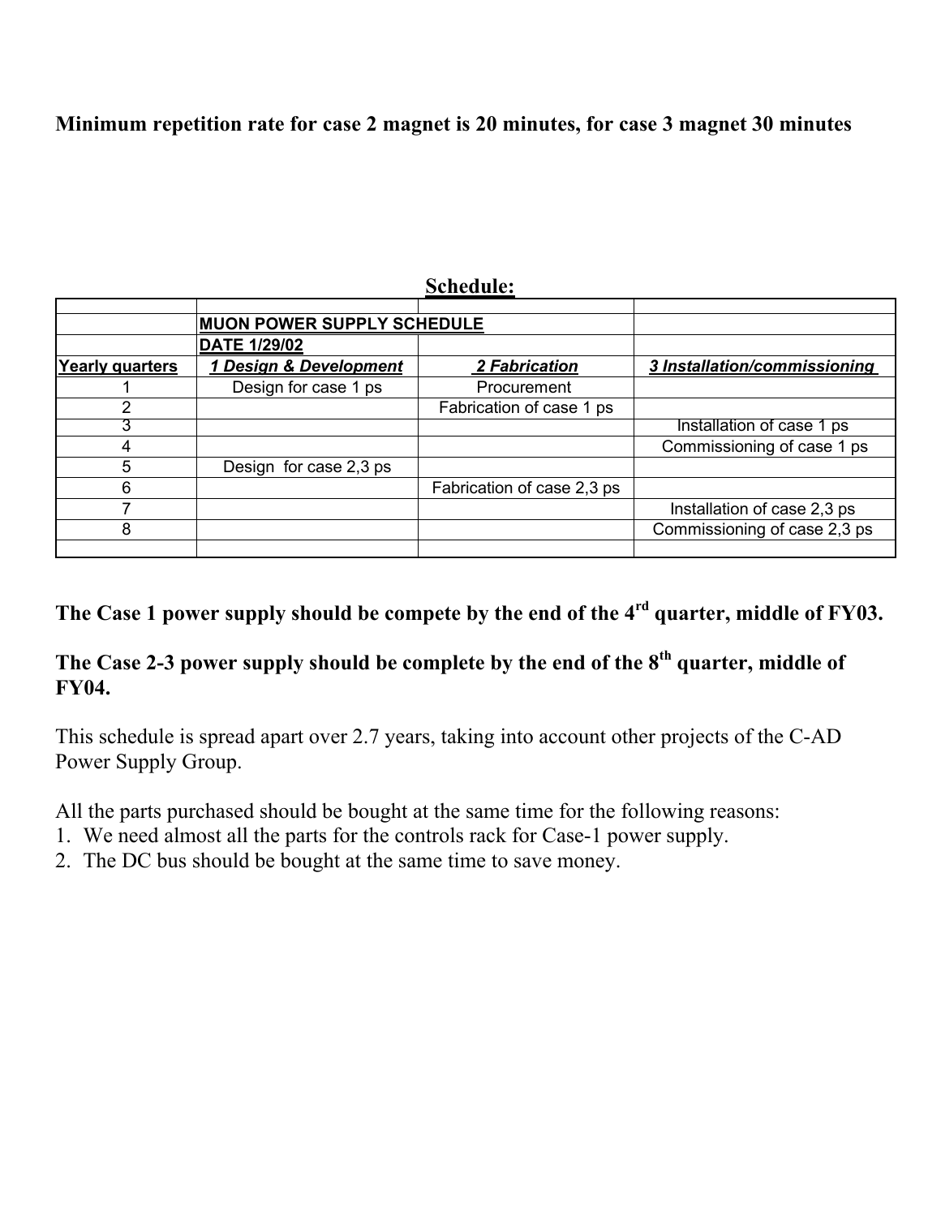**Minimum repetition rate for case 2 magnet is 20 minutes, for case 3 magnet 30 minutes**

## Schedule:

| | | | |
|---|---|---|---|
| | **MUON POWER SUPPLY SCHEDULE** | | |
| | **DATE 1/29/02** | | |
| **Yearly quarters** | ***1 Design & Development*** | ***2 Fabrication*** | ***3 Installation/commissioning*** |
| 1 | Design for case 1 ps | Procurement | |
| 2 | | Fabrication of case 1 ps | |
| 3 | | | Installation of case 1 ps |
| 4 | | | Commissioning of case 1 ps |
| 5 | Design for case 2,3 ps | | |
| 6 | | Fabrication of case 2,3 ps | |
| 7 | | | Installation of case 2,3 ps |
| 8 | | | Commissioning of case 2,3 ps |
| | | | |

**The Case 1 power supply should be compete by the end of the 4rd quarter, middle of FY03.**

**The Case 2-3 power supply should be complete by the end of the 8th quarter, middle of FY04.**

This schedule is spread apart over 2.7 years, taking into account other projects of the C-AD Power Supply Group.

All the parts purchased should be bought at the same time for the following reasons:
1. We need almost all the parts for the controls rack for Case-1 power supply.
2. The DC bus should be bought at the same time to save money.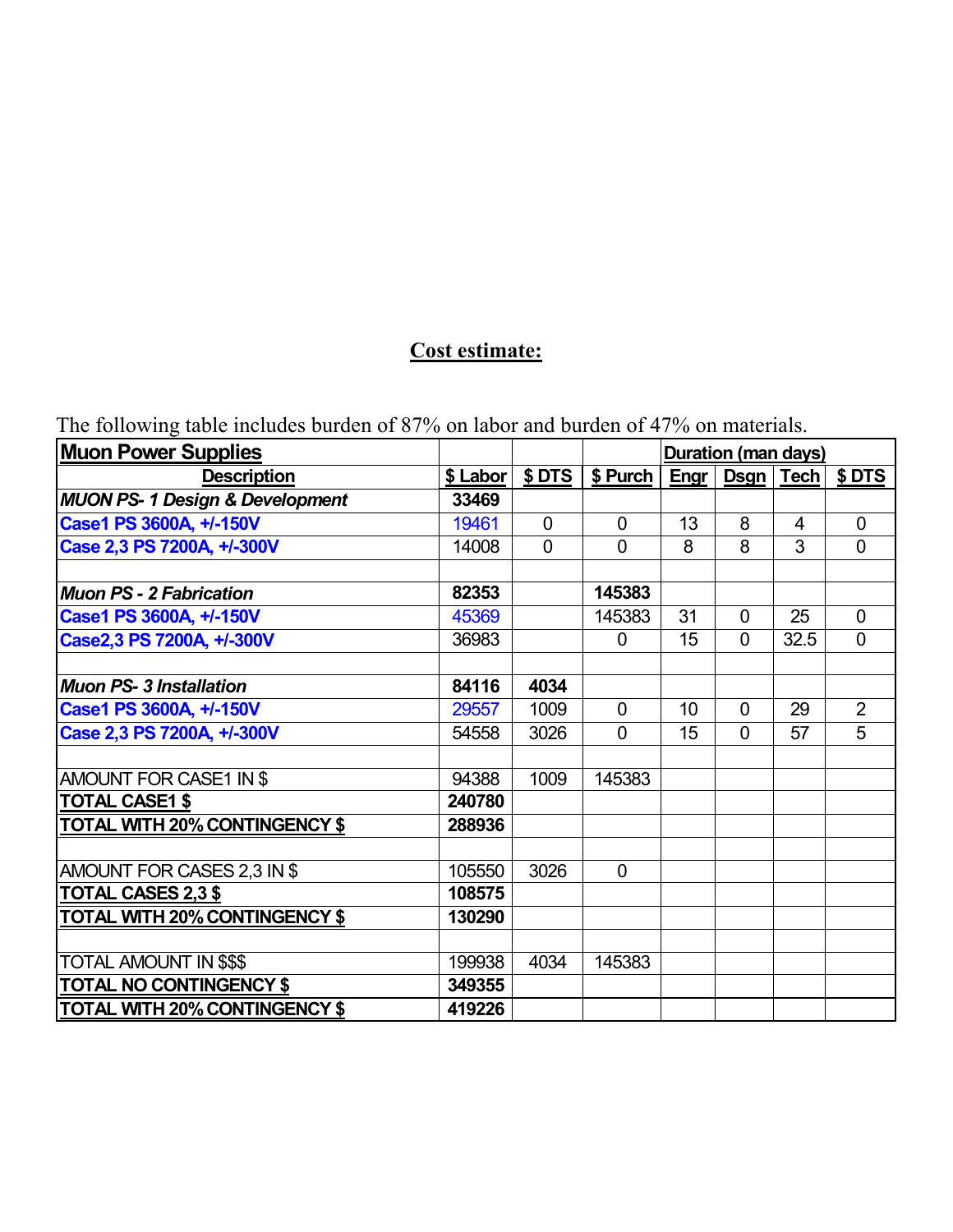**Cost estimate:**

The following table includes burden of 87% on labor and burden of 47% on materials.

| **Muon Power Supplies** | | | | **Duration (man days)** | | | |
|---|---|---|---|---|---|---|---|
| **Description** | **$ Labor** | **$ DTS** | **$ Purch** | **Engr** | **Dsgn** | **Tech** | **$ DTS** |
| ***MUON PS- 1 Design & Development*** | **33469** | | | | | | |
| **Case1 PS 3600A, +/-150V** | 19461 | 0 | 0 | 13 | 8 | 4 | 0 |
| **Case 2,3 PS 7200A, +/-300V** | 14008 | 0 | 0 | 8 | 8 | 3 | 0 |
| | | | | | | | |
| ***Muon PS - 2 Fabrication*** | **82353** | | **145383** | | | | |
| **Case1 PS 3600A, +/-150V** | 45369 | | 145383 | 31 | 0 | 25 | 0 |
| **Case2,3 PS 7200A, +/-300V** | 36983 | | 0 | 15 | 0 | 32.5 | 0 |
| | | | | | | | |
| ***Muon PS- 3 Installation*** | **84116** | **4034** | | | | | |
| **Case1 PS 3600A, +/-150V** | 29557 | 1009 | 0 | 10 | 0 | 29 | 2 |
| **Case 2,3 PS 7200A, +/-300V** | 54558 | 3026 | 0 | 15 | 0 | 57 | 5 |
| | | | | | | | |
| AMOUNT FOR CASE1 IN $ | 94388 | 1009 | 145383 | | | | |
| **TOTAL CASE1 $** | **240780** | | | | | | |
| **TOTAL WITH 20% CONTINGENCY $** | **288936** | | | | | | |
| | | | | | | | |
| AMOUNT FOR CASES 2,3 IN $ | 105550 | 3026 | 0 | | | | |
| **TOTAL CASES 2,3 $** | **108575** | | | | | | |
| **TOTAL WITH 20% CONTINGENCY $** | **130290** | | | | | | |
| | | | | | | | |
| TOTAL AMOUNT IN $$$ | 199938 | 4034 | 145383 | | | | |
| **TOTAL NO CONTINGENCY $** | **349355** | | | | | | |
| **TOTAL WITH 20% CONTINGENCY $** | **419226** | | | | | | |